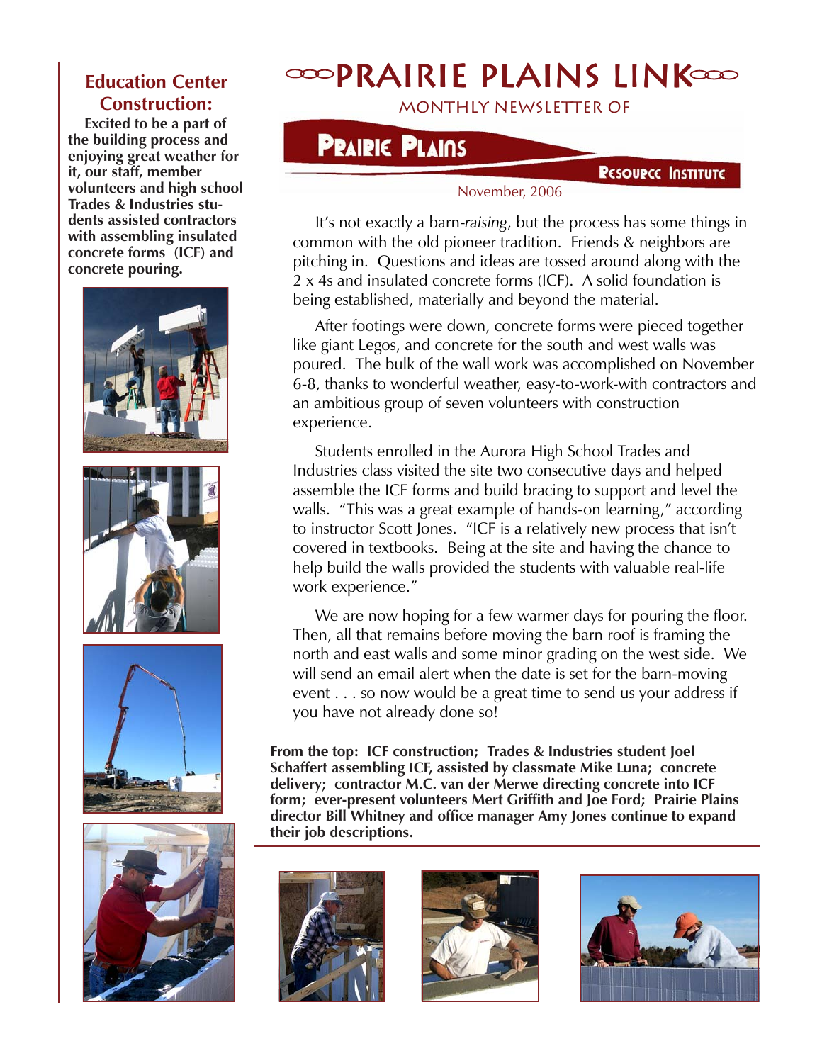# PRAIRIE PLAINS LINK

MONTHLY NEWSLETTER OF

**PRAIRIE PLAINS RESOURCE INSTITUTE**

November, 2006

## Education Center Construction:

**Excited to be a part of the building process and enjoying great weather for it, our staff, member volunteers and high school Trades & Industries students assisted contractors with assembling insulated concrete forms (ICF) and concrete pouring.**

It's not exactly a barn-*raising*, but the process has some things in common with the old pioneer tradition. Friends & neighbors are pitching in. Questions and ideas are tossed around along with the 2 x 4s and insulated concrete forms (ICF). A solid foundation is being established, materially and beyond the material.

After footings were down, concrete forms were pieced together like giant Legos, and concrete for the south and west walls was poured. The bulk of the wall work was accomplished on November 6-8, thanks to wonderful weather, easy-to-work-with contractors and an ambitious group of seven volunteers with construction experience.

Students enrolled in the Aurora High School Trades and Industries class visited the site two consecutive days and helped assemble the ICF forms and build bracing to support and level the walls. "This was a great example of hands-on learning," according to instructor Scott Jones. "ICF is a relatively new process that isn't covered in textbooks. Being at the site and having the chance to help build the walls provided the students with valuable real-life work experience."

We are now hoping for a few warmer days for pouring the floor. Then, all that remains before moving the barn roof is framing the north and east walls and some minor grading on the west side. We will send an email alert when the date is set for the barn-moving event . . . so now would be a great time to send us your address if you have not already done so!

**From the top: ICF construction; Trades & Industries student Joel Schaffert assembling ICF, assisted by classmate Mike Luna; concrete delivery; contractor M.C. van der Merwe directing concrete into ICF form; ever-present volunteers Mert Griffith and Joe Ford; Prairie Plains director Bill Whitney and office manager Amy Jones continue to expand their job descriptions.**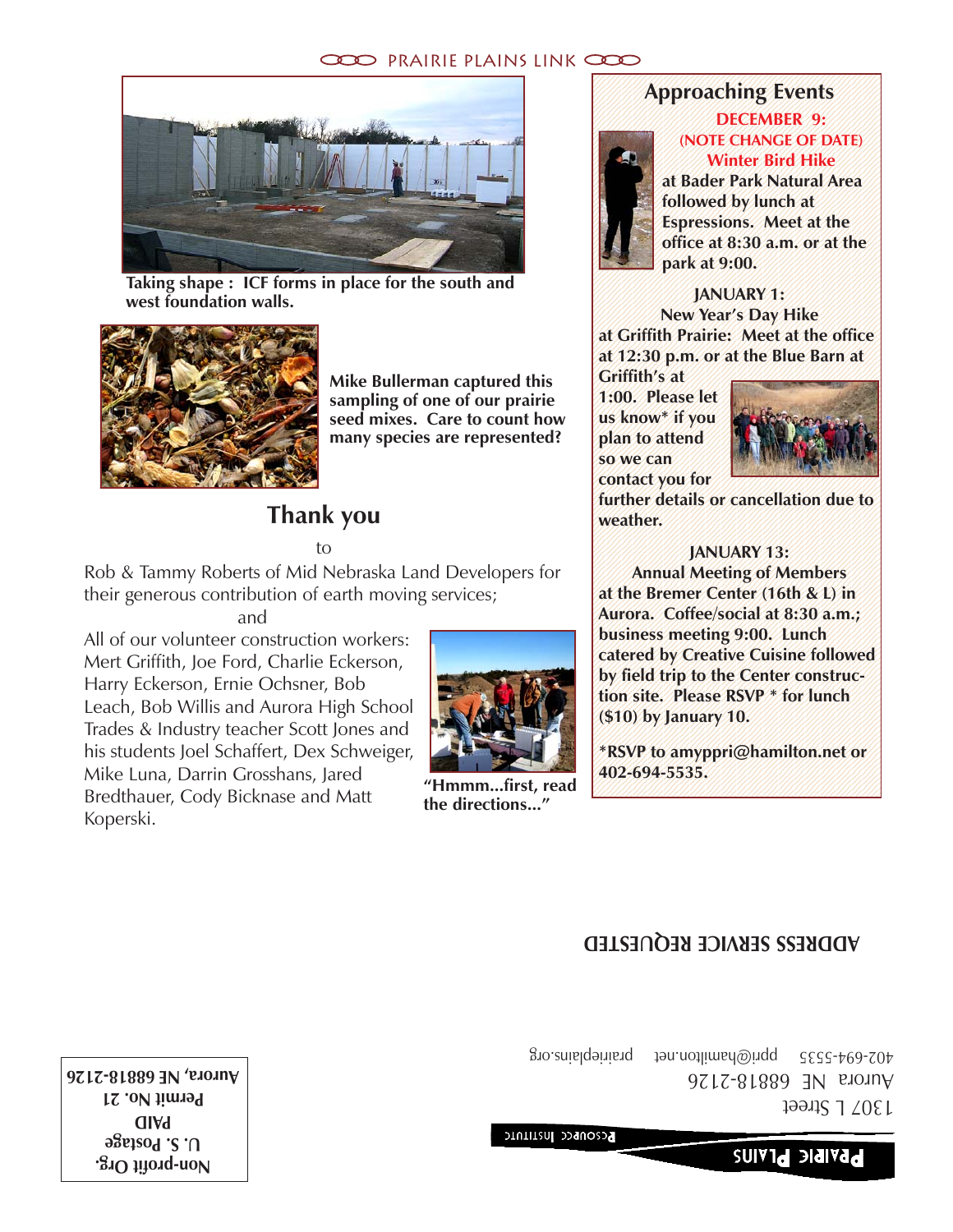Taking shape : ICF forms in place for the south and west foundation walls.

Mike Bullerman captured this sampling of one of our prairie seed mixes. Care to count how many species are represented?

## Thank you

to

Rob & Tammy Roberts of Mid Nebraska Land Developers for their generous contribution of earth moving services;

and

All of our volunteer construction workers: Mert Griffith, Joe Ford, Charlie Eckerson, Harry Eckerson, Ernie Ochsner, Bob Leach, Bob Willis and Aurora High School Trades & Industry teacher Scott Jones and his students Joel Schaffert, Dex Schweiger, Mike Luna, Darrin Grosshans, Jared Bredthauer, Cody Bicknase and Matt Koperski.

"Hmmm...first, read the directions..."

## Approaching Events

**DECEMBER 9:**
**(NOTE CHANGE OF DATE)**
**Winter Bird Hike**
at Bader Park Natural Area followed by lunch at Espressions. Meet at the office at 8:30 a.m. or at the park at 9:00.

**JANUARY 1:**
**New Year's Day Hike**
at Griffith Prairie: Meet at the office at 12:30 p.m. or at the Blue Barn at Griffith's at 1:00. Please let us know* if you plan to attend so we can contact you for further details or cancellation due to weather.

**JANUARY 13:**
**Annual Meeting of Members**
at the Bremer Center (16th & L) in Aurora. Coffee/social at 8:30 a.m.; business meeting 9:00. Lunch catered by Creative Cuisine followed by field trip to the Center construction site. Please RSVP * for lunch ($10) by January 10.

*RSVP to amyppri@hamilton.net or 402-694-5535.

ADDRESS SERVICE REQUESTED

Prairie Plains Resource Institute
1307 L Street
Aurora NE 68818-2126
402-694-5535 ppri@hamilton.net prairieplains.org

Non-profit Org.
U. S. Postage
PAID
Permit No. 21
Aurora, NE 68818-2126